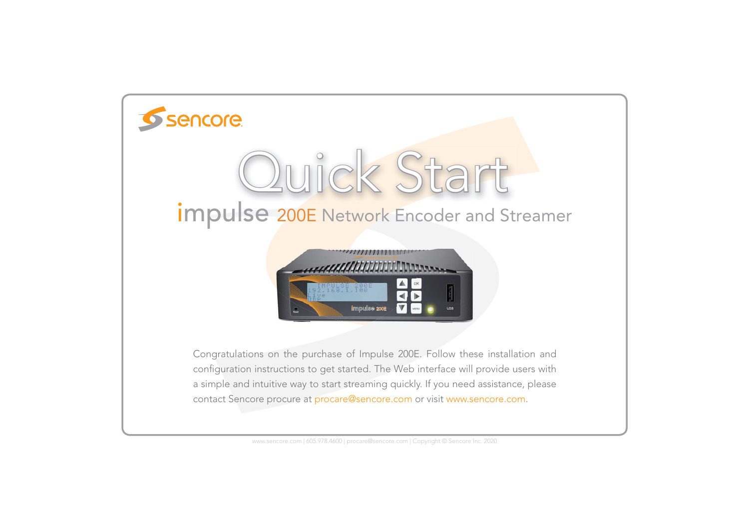sencore

# Quick Start

## impulse 200E Network Encoder and Streamer

Congratulations on the purchase of Impulse 200E. Follow these installation and configuration instructions to get started. The Web interface will provide users with a simple and intuitive way to start streaming quickly. If you need assistance, please contact Sencore procure at procare@sencore.com or visit www.sencore.com.

www.sencore.com | 605.978.4600 | procare@sencore.com | Copyright © Sencore Inc. 2020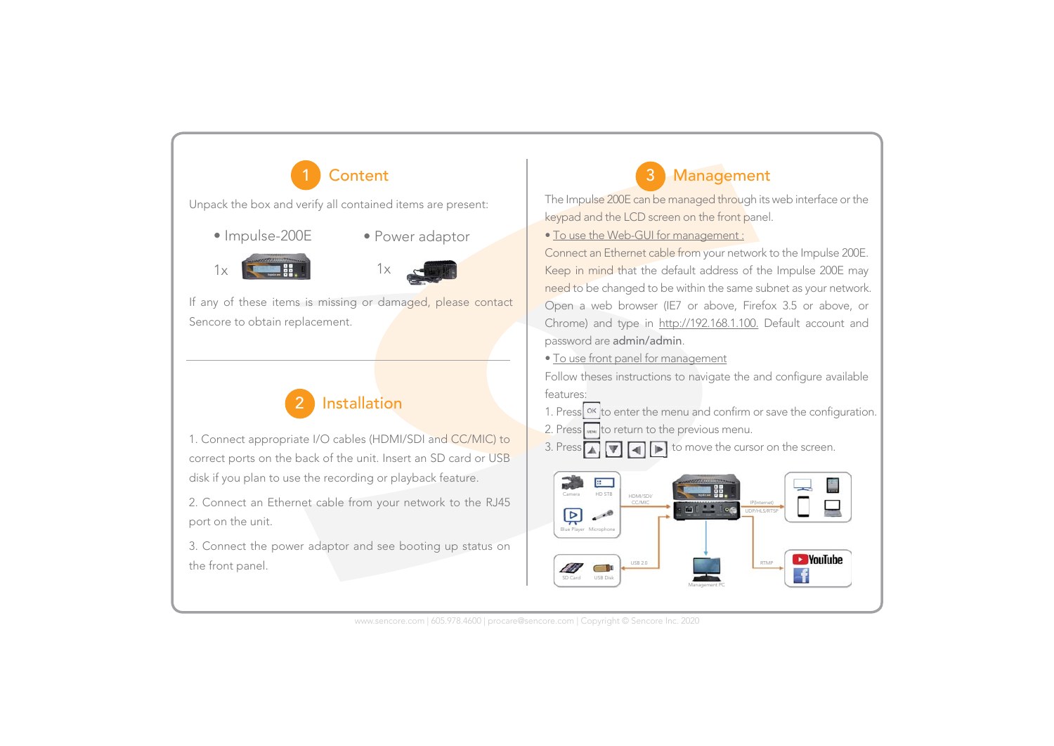## 1 Content

Unpack the box and verify all contained items are present:

- Impulse-200E
  1x
- Power adaptor
  1x

If any of these items is missing or damaged, please contact Sencore to obtain replacement.

## 2 Installation

1. Connect appropriate I/O cables (HDMI/SDI and CC/MIC) to correct ports on the back of the unit. Insert an SD card or USB disk if you plan to use the recording or playback feature.

2. Connect an Ethernet cable from your network to the RJ45 port on the unit.

3. Connect the power adaptor and see booting up status on the front panel.

## 3 Management

The Impulse 200E can be managed through its web interface or the keypad and the LCD screen on the front panel.

- To use the Web-GUI for management :

Connect an Ethernet cable from your network to the Impulse 200E. Keep in mind that the default address of the Impulse 200E may need to be changed to be within the same subnet as your network. Open a web browser (IE7 or above, Firefox 3.5 or above, or Chrome) and type in http://192.168.1.100. Default account and password are **admin/admin**.

- To use front panel for management

Follow theses instructions to navigate the and configure available features:

1. Press OK to enter the menu and confirm or save the configuration.
2. Press MENU to return to the previous menu.
3. Press ▲ ▼ ◀ ▶ to move the cursor on the screen.

Camera
HD STB
Blue Player
Microphone
HDMI/SDI/CC/MIC
IP(Internet) UDP/HLS/RTSP
SD Card
USB Disk
USB 2.0
Management PC
RTMP
YouTube

www.sencore.com | 605.978.4600 | procare@sencore.com | Copyright © Sencore Inc. 2020